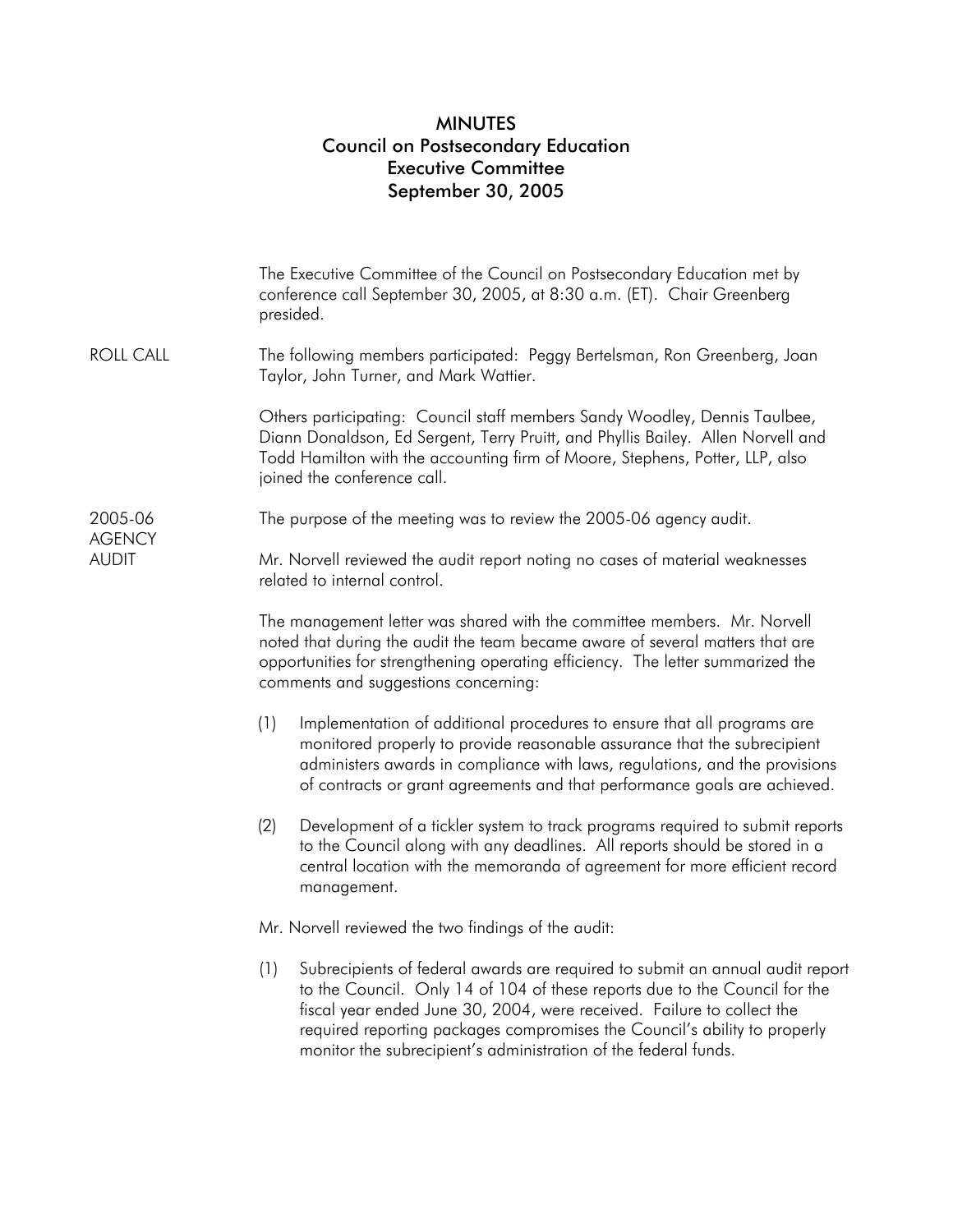# MINUTES
## Council on Postsecondary Education
## Executive Committee
## September 30, 2005

The Executive Committee of the Council on Postsecondary Education met by conference call September 30, 2005, at 8:30 a.m. (ET). Chair Greenberg presided.

**ROLL CALL**

The following members participated: Peggy Bertelsman, Ron Greenberg, Joan Taylor, John Turner, and Mark Wattier.

Others participating: Council staff members Sandy Woodley, Dennis Taulbee, Diann Donaldson, Ed Sergent, Terry Pruitt, and Phyllis Bailey. Allen Norvell and Todd Hamilton with the accounting firm of Moore, Stephens, Potter, LLP, also joined the conference call.

**2005-06 AGENCY AUDIT**

The purpose of the meeting was to review the 2005-06 agency audit.

Mr. Norvell reviewed the audit report noting no cases of material weaknesses related to internal control.

The management letter was shared with the committee members. Mr. Norvell noted that during the audit the team became aware of several matters that are opportunities for strengthening operating efficiency. The letter summarized the comments and suggestions concerning:

(1) Implementation of additional procedures to ensure that all programs are monitored properly to provide reasonable assurance that the subrecipient administers awards in compliance with laws, regulations, and the provisions of contracts or grant agreements and that performance goals are achieved.

(2) Development of a tickler system to track programs required to submit reports to the Council along with any deadlines. All reports should be stored in a central location with the memoranda of agreement for more efficient record management.

Mr. Norvell reviewed the two findings of the audit:

(1) Subrecipients of federal awards are required to submit an annual audit report to the Council. Only 14 of 104 of these reports due to the Council for the fiscal year ended June 30, 2004, were received. Failure to collect the required reporting packages compromises the Council's ability to properly monitor the subrecipient's administration of the federal funds.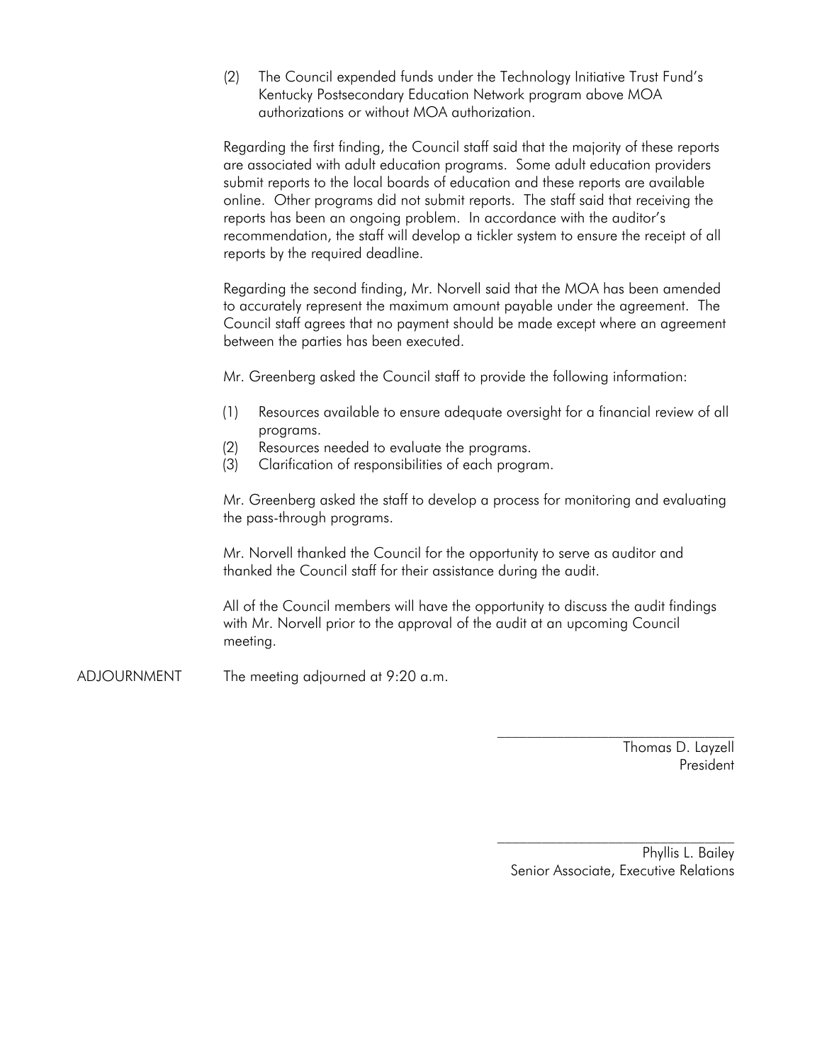(2) The Council expended funds under the Technology Initiative Trust Fund's Kentucky Postsecondary Education Network program above MOA authorizations or without MOA authorization.

Regarding the first finding, the Council staff said that the majority of these reports are associated with adult education programs. Some adult education providers submit reports to the local boards of education and these reports are available online. Other programs did not submit reports. The staff said that receiving the reports has been an ongoing problem. In accordance with the auditor's recommendation, the staff will develop a tickler system to ensure the receipt of all reports by the required deadline.

Regarding the second finding, Mr. Norvell said that the MOA has been amended to accurately represent the maximum amount payable under the agreement. The Council staff agrees that no payment should be made except where an agreement between the parties has been executed.

Mr. Greenberg asked the Council staff to provide the following information:

(1) Resources available to ensure adequate oversight for a financial review of all programs.
(2) Resources needed to evaluate the programs.
(3) Clarification of responsibilities of each program.

Mr. Greenberg asked the staff to develop a process for monitoring and evaluating the pass-through programs.

Mr. Norvell thanked the Council for the opportunity to serve as auditor and thanked the Council staff for their assistance during the audit.

All of the Council members will have the opportunity to discuss the audit findings with Mr. Norvell prior to the approval of the audit at an upcoming Council meeting.

ADJOURNMENT

The meeting adjourned at 9:20 a.m.

\_\_\_\_\_\_\_\_\_\_\_\_\_\_\_\_\_\_\_\_\_\_\_\_\_\_\_\_\_\_

Thomas D. Layzell
President

\_\_\_\_\_\_\_\_\_\_\_\_\_\_\_\_\_\_\_\_\_\_\_\_\_\_\_\_\_\_

Phyllis L. Bailey
Senior Associate, Executive Relations